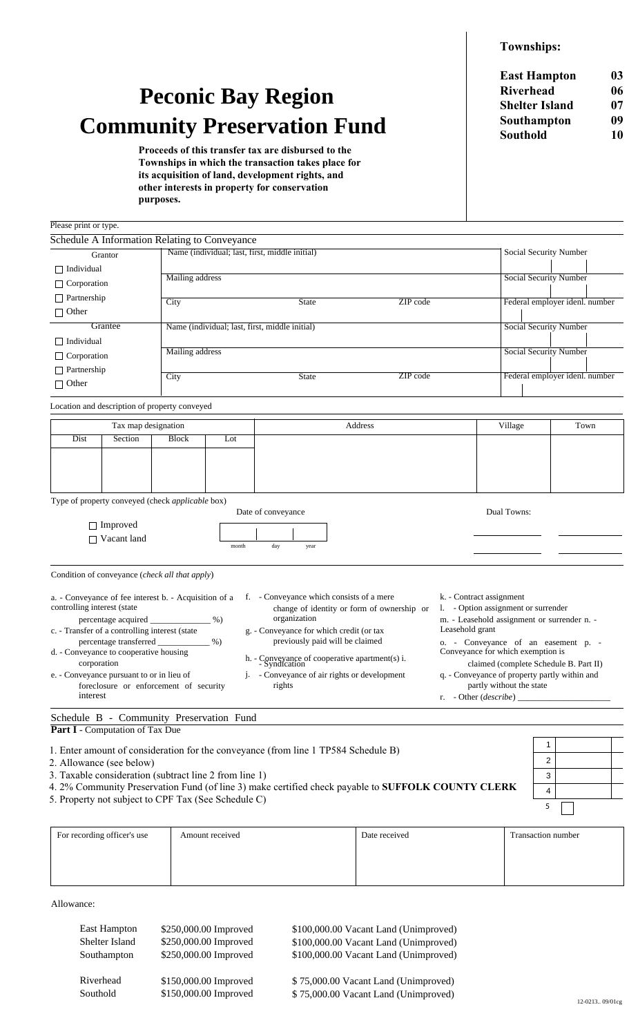# Peconic Bay Region Community Preservation Fund

**Proceeds of this transfer tax are disbursed to the Townships in which the transaction takes place for its acquisition of land, development rights, and other interests in property for conservation purposes.**

**Townships:**

| Township | Code |
|---|---|
| **East Hampton** | **03** |
| **Riverhead** | **06** |
| **Shelter Island** | **07** |
| **Southampton** | **09** |
| **Southold** | **10** |

Please print or type.

## Schedule A Information Relating to Conveyance

| Grantor | | | | |
|---|---|---|---|---|
| ☐ Individual ☐ Corporation ☐ Partnership ☐ Other | Name (individual; last, first, middle initial) | | | Social Security Number |
| | Mailing address | | | Social Security Number |
| | City | State | ZIP code | Federal employer idenl. number |

| Grantee | | | | |
|---|---|---|---|---|
| ☐ Individual ☐ Corporation ☐ Partnership ☐ Other | Name (individual; last, first, middle initial) | | | Social Security Number |
| | Mailing address | | | Social Security Number |
| | City | State | ZIP code | Federal employer idenl. number |

Location and description of property conveyed

| Tax map designation | | | | Address | Village | Town |
|---|---|---|---|---|---|---|
| Dist | Section | Block | Lot | | | |
| | | | | | | |

Type of property conveyed (check *applicable* box)

☐ Improved
☐ Vacant land

Date of conveyance: month ____ day ____ year ____

Dual Towns: ____________ ____________ ____________ ____________

Condition of conveyance (*check all that apply*)

a. - Conveyance of fee interest
b. - Acquisition of a controlling interest (state percentage acquired ______________ %)
c. - Transfer of a controlling interest (state percentage transferred ____________ %)
d. - Conveyance to cooperative housing corporation
e. - Conveyance pursuant to or in lieu of foreclosure or enforcement of security interest
f. - Conveyance which consists of a mere change of identity or form of ownership or organization
g. - Conveyance for which credit (or tax previously paid will be claimed
h. - Conveyance of cooperative apartment(s)
i. - Syndication
j. - Conveyance of air rights or development rights
k. - Contract assignment
l. - Option assignment or surrender
m. - Leasehold assignment or surrender
n. - Leasehold grant
o. - Conveyance of an easement
p. - Conveyance for which exemption is claimed (complete Schedule B. Part II)
q. - Conveyance of property partly within and partly without the state
r. - Other (*describe*) ____________________

## Schedule B - Community Preservation Fund

**Part I** - Computation of Tax Due

| | Line | Amount |
|---|---|---|
| 1. Enter amount of consideration for the conveyance (from line 1 TP584 Schedule B) | 1 | |
| 2. Allowance (see below) | 2 | |
| 3. Taxable consideration (subtract line 2 from line 1) | 3 | |
| 4. 2% Community Preservation Fund (of line 3) make certified check payable to **SUFFOLK COUNTY CLERK** | 4 | |
| 5. Property not subject to CPF Tax (See Schedule C) | 5 | ☐ |

| For recording officer's use | Amount received | Date received | Transaction number |
|---|---|---|---|
| | | | |

Allowance:

| Town | Improved | Vacant Land (Unimproved) |
|---|---|---|
| East Hampton | $250,000.00 Improved | $100,000.00 Vacant Land (Unimproved) |
| Shelter Island | $250,000.00 Improved | $100,000.00 Vacant Land (Unimproved) |
| Southampton | $250,000.00 Improved | $100,000.00 Vacant Land (Unimproved) |
| Riverhead | $150,000.00 Improved | $ 75,000.00 Vacant Land (Unimproved) |
| Southold | $150,000.00 Improved | $ 75,000.00 Vacant Land (Unimproved) |

12-0213.. 09/01cg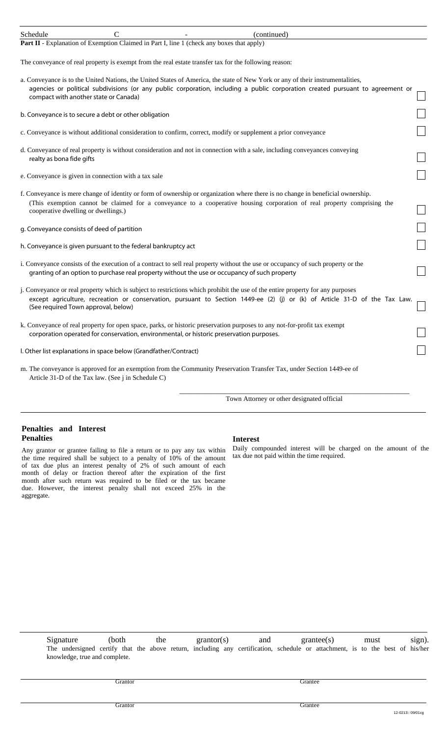Schedule C - (continued)

**Part II** - Explanation of Exemption Claimed in Part I, line 1 (check any boxes that apply)

The conveyance of real property is exempt from the real estate transfer tax for the following reason:

a. Conveyance is to the United Nations, the United States of America, the state of New York or any of their instrumentalities, agencies or political subdivisions (or any public corporation, including a public corporation created pursuant to agreement or compact with another state or Canada) ☐

b. Conveyance is to secure a debt or other obligation ☐

c. Conveyance is without additional consideration to confirm, correct, modify or supplement a prior conveyance ☐

d. Conveyance of real property is without consideration and not in connection with a sale, including conveyances conveying realty as bona fide gifts ☐

e. Conveyance is given in connection with a tax sale ☐

f. Conveyance is mere change of identity or form of ownership or organization where there is no change in beneficial ownership. (This exemption cannot be claimed for a conveyance to a cooperative housing corporation of real property comprising the cooperative dwelling or dwellings.) ☐

g. Conveyance consists of deed of partition ☐

h. Conveyance is given pursuant to the federal bankruptcy act ☐

i. Conveyance consists of the execution of a contract to sell real property without the use or occupancy of such property or the granting of an option to purchase real property without the use or occupancy of such property ☐

j. Conveyance or real property which is subject to restrictions which prohibit the use of the entire property for any purposes except agriculture, recreation or conservation, pursuant to Section 1449-ee (2) (j) or (k) of Article 31-D of the Tax Law. (See required Town approval, below) ☐

k. Conveyance of real property for open space, parks, or historic preservation purposes to any not-for-profit tax exempt corporation operated for conservation, environmental, or historic preservation purposes. ☐

l. Other list explanations in space below (Grandfather/Contract) ☐

m. The conveyance is approved for an exemption from the Community Preservation Transfer Tax, under Section 1449-ee of Article 31-D of the Tax law. (See j in Schedule C)

\_\_\_\_\_\_\_\_\_\_\_\_\_\_\_\_\_\_\_\_\_\_\_\_\_\_\_\_\_\_\_\_\_\_\_\_\_\_\_\_

Town Attorney or other designated official

## Penalties and Interest

### Penalties

Any grantor or grantee failing to file a return or to pay any tax within the time required shall be subject to a penalty of 10% of the amount of tax due plus an interest penalty of 2% of such amount of each month of delay or fraction thereof after the expiration of the first month after such return was required to be filed or the tax became due. However, the interest penalty shall not exceed 25% in the aggregate.

### Interest

Daily compounded interest will be charged on the amount of the tax due not paid within the time required.

Signature (both the grantor(s) and grantee(s) must sign).

The undersigned certify that the above return, including any certification, schedule or attachment, is to the best of his/her knowledge, true and complete.

| | |
|---|---|
| Grantor | Grantee |
| Grantor | Grantee |

12-0213:: 09/01cg